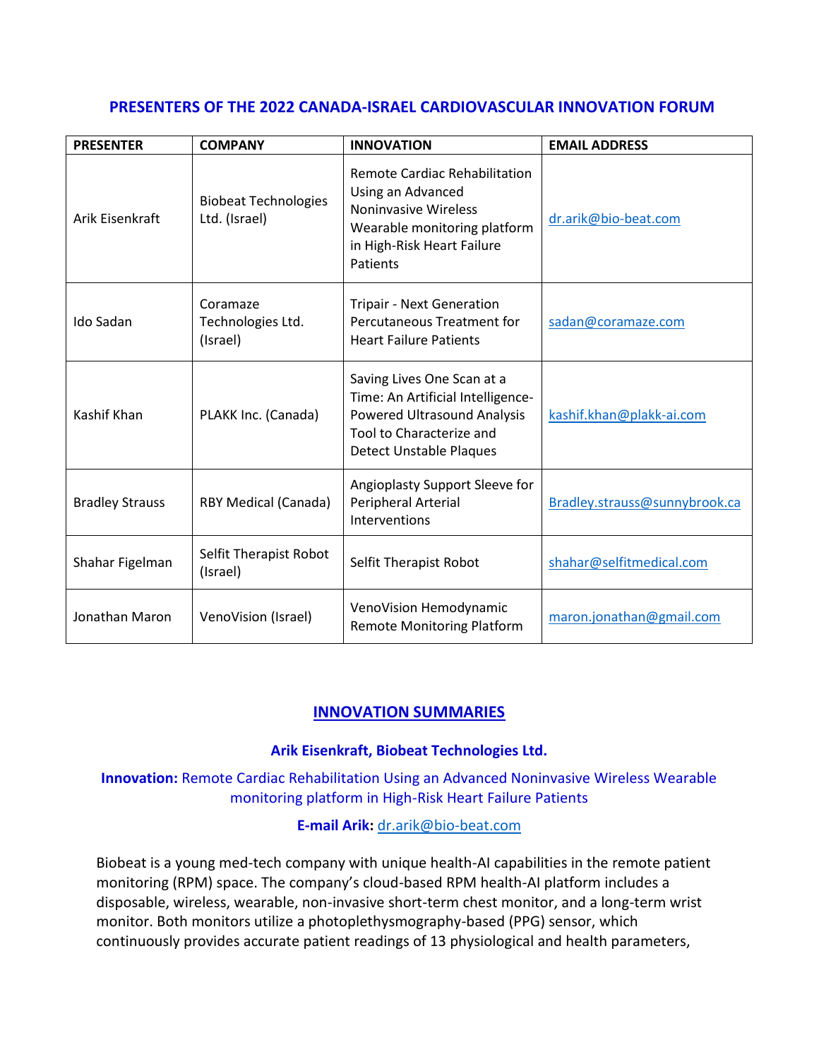# PRESENTERS OF THE 2022 CANADA-ISRAEL CARDIOVASCULAR INNOVATION FORUM

| PRESENTER | COMPANY | INNOVATION | EMAIL ADDRESS |
|---|---|---|---|
| Arik Eisenkraft | Biobeat Technologies Ltd. (Israel) | Remote Cardiac Rehabilitation Using an Advanced Noninvasive Wireless Wearable monitoring platform in High-Risk Heart Failure Patients | dr.arik@bio-beat.com |
| Ido Sadan | Coramaze Technologies Ltd. (Israel) | Tripair - Next Generation Percutaneous Treatment for Heart Failure Patients | sadan@coramaze.com |
| Kashif Khan | PLAKK Inc. (Canada) | Saving Lives One Scan at a Time: An Artificial Intelligence-Powered Ultrasound Analysis Tool to Characterize and Detect Unstable Plaques | kashif.khan@plakk-ai.com |
| Bradley Strauss | RBY Medical (Canada) | Angioplasty Support Sleeve for Peripheral Arterial Interventions | Bradley.strauss@sunnybrook.ca |
| Shahar Figelman | Selfit Therapist Robot (Israel) | Selfit Therapist Robot | shahar@selfitmedical.com |
| Jonathan Maron | VenoVision (Israel) | VenoVision Hemodynamic Remote Monitoring Platform | maron.jonathan@gmail.com |

## INNOVATION SUMMARIES

### Arik Eisenkraft, Biobeat Technologies Ltd.

**Innovation:** Remote Cardiac Rehabilitation Using an Advanced Noninvasive Wireless Wearable monitoring platform in High-Risk Heart Failure Patients

**E-mail Arik:** dr.arik@bio-beat.com

Biobeat is a young med-tech company with unique health-AI capabilities in the remote patient monitoring (RPM) space. The company's cloud-based RPM health-AI platform includes a disposable, wireless, wearable, non-invasive short-term chest monitor, and a long-term wrist monitor. Both monitors utilize a photoplethysmography-based (PPG) sensor, which continuously provides accurate patient readings of 13 physiological and health parameters,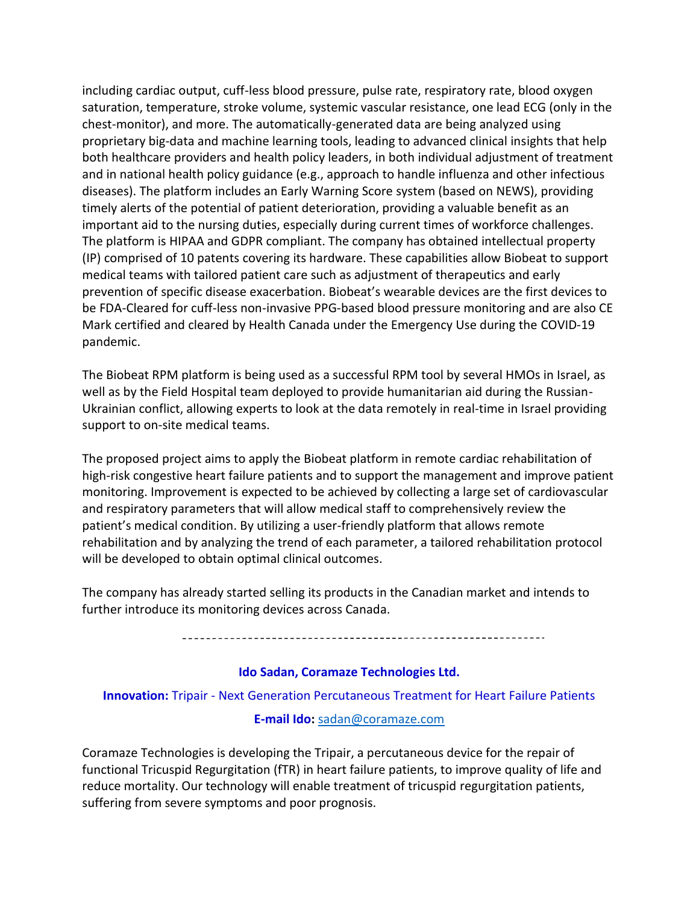including cardiac output, cuff-less blood pressure, pulse rate, respiratory rate, blood oxygen saturation, temperature, stroke volume, systemic vascular resistance, one lead ECG (only in the chest-monitor), and more. The automatically-generated data are being analyzed using proprietary big-data and machine learning tools, leading to advanced clinical insights that help both healthcare providers and health policy leaders, in both individual adjustment of treatment and in national health policy guidance (e.g., approach to handle influenza and other infectious diseases). The platform includes an Early Warning Score system (based on NEWS), providing timely alerts of the potential of patient deterioration, providing a valuable benefit as an important aid to the nursing duties, especially during current times of workforce challenges. The platform is HIPAA and GDPR compliant. The company has obtained intellectual property (IP) comprised of 10 patents covering its hardware. These capabilities allow Biobeat to support medical teams with tailored patient care such as adjustment of therapeutics and early prevention of specific disease exacerbation. Biobeat's wearable devices are the first devices to be FDA-Cleared for cuff-less non-invasive PPG-based blood pressure monitoring and are also CE Mark certified and cleared by Health Canada under the Emergency Use during the COVID-19 pandemic.

The Biobeat RPM platform is being used as a successful RPM tool by several HMOs in Israel, as well as by the Field Hospital team deployed to provide humanitarian aid during the Russian-Ukrainian conflict, allowing experts to look at the data remotely in real-time in Israel providing support to on-site medical teams.

The proposed project aims to apply the Biobeat platform in remote cardiac rehabilitation of high-risk congestive heart failure patients and to support the management and improve patient monitoring. Improvement is expected to be achieved by collecting a large set of cardiovascular and respiratory parameters that will allow medical staff to comprehensively review the patient's medical condition. By utilizing a user-friendly platform that allows remote rehabilitation and by analyzing the trend of each parameter, a tailored rehabilitation protocol will be developed to obtain optimal clinical outcomes.

The company has already started selling its products in the Canadian market and intends to further introduce its monitoring devices across Canada.

---

**Ido Sadan, Coramaze Technologies Ltd.**

**Innovation:** Tripair - Next Generation Percutaneous Treatment for Heart Failure Patients

**E-mail Ido:** sadan@coramaze.com

Coramaze Technologies is developing the Tripair, a percutaneous device for the repair of functional Tricuspid Regurgitation (fTR) in heart failure patients, to improve quality of life and reduce mortality. Our technology will enable treatment of tricuspid regurgitation patients, suffering from severe symptoms and poor prognosis.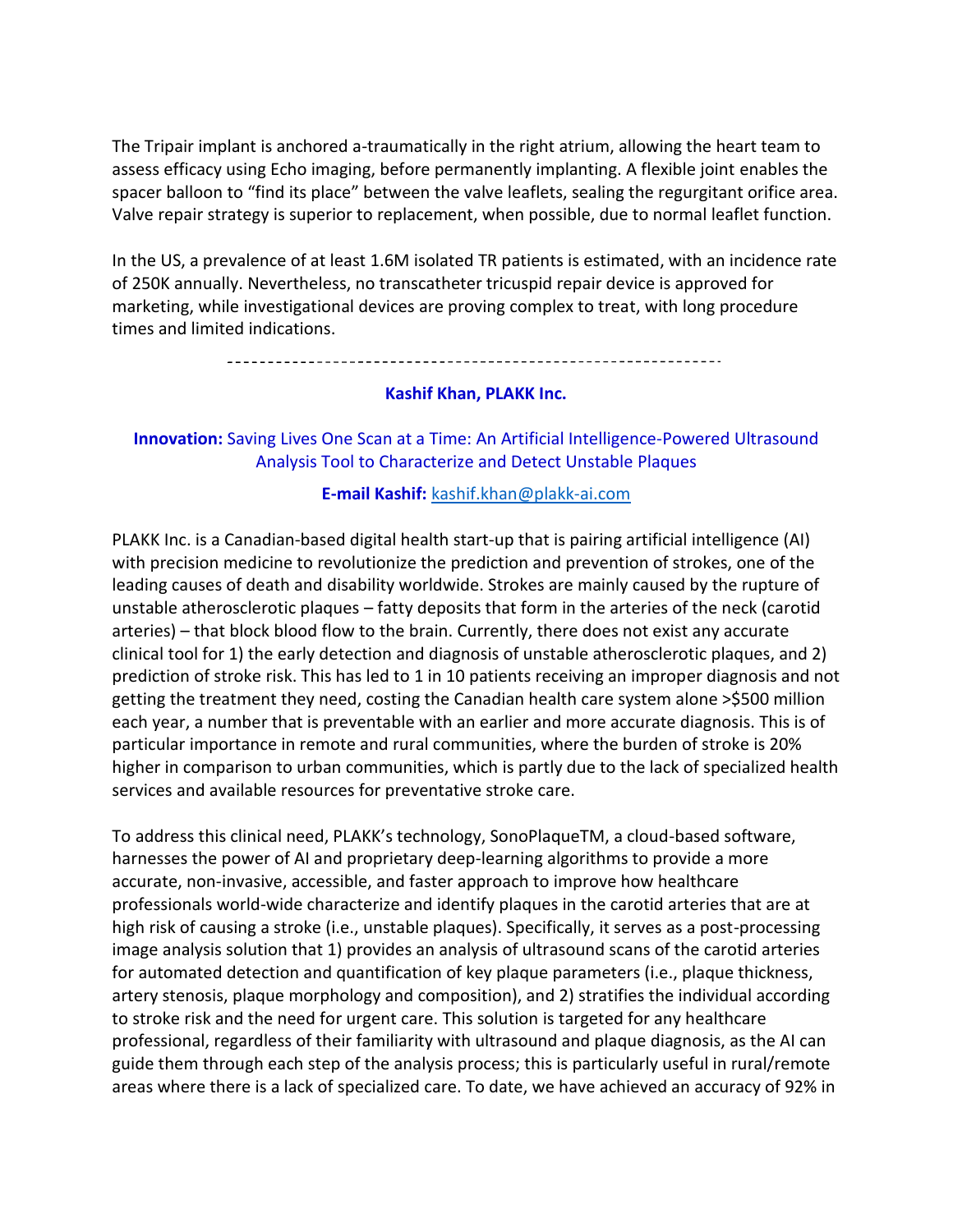The Tripair implant is anchored a-traumatically in the right atrium, allowing the heart team to assess efficacy using Echo imaging, before permanently implanting. A flexible joint enables the spacer balloon to “find its place” between the valve leaflets, sealing the regurgitant orifice area. Valve repair strategy is superior to replacement, when possible, due to normal leaflet function.

In the US, a prevalence of at least 1.6M isolated TR patients is estimated, with an incidence rate of 250K annually. Nevertheless, no transcatheter tricuspid repair device is approved for marketing, while investigational devices are proving complex to treat, with long procedure times and limited indications.

---

**Kashif Khan, PLAKK Inc.**

**Innovation:** Saving Lives One Scan at a Time: An Artificial Intelligence-Powered Ultrasound Analysis Tool to Characterize and Detect Unstable Plaques

**E-mail Kashif:** kashif.khan@plakk-ai.com

PLAKK Inc. is a Canadian-based digital health start-up that is pairing artificial intelligence (AI) with precision medicine to revolutionize the prediction and prevention of strokes, one of the leading causes of death and disability worldwide. Strokes are mainly caused by the rupture of unstable atherosclerotic plaques – fatty deposits that form in the arteries of the neck (carotid arteries) – that block blood flow to the brain. Currently, there does not exist any accurate clinical tool for 1) the early detection and diagnosis of unstable atherosclerotic plaques, and 2) prediction of stroke risk. This has led to 1 in 10 patients receiving an improper diagnosis and not getting the treatment they need, costing the Canadian health care system alone >$500 million each year, a number that is preventable with an earlier and more accurate diagnosis. This is of particular importance in remote and rural communities, where the burden of stroke is 20% higher in comparison to urban communities, which is partly due to the lack of specialized health services and available resources for preventative stroke care.

To address this clinical need, PLAKK’s technology, SonoPlaqueTM, a cloud-based software, harnesses the power of AI and proprietary deep-learning algorithms to provide a more accurate, non-invasive, accessible, and faster approach to improve how healthcare professionals world-wide characterize and identify plaques in the carotid arteries that are at high risk of causing a stroke (i.e., unstable plaques). Specifically, it serves as a post-processing image analysis solution that 1) provides an analysis of ultrasound scans of the carotid arteries for automated detection and quantification of key plaque parameters (i.e., plaque thickness, artery stenosis, plaque morphology and composition), and 2) stratifies the individual according to stroke risk and the need for urgent care. This solution is targeted for any healthcare professional, regardless of their familiarity with ultrasound and plaque diagnosis, as the AI can guide them through each step of the analysis process; this is particularly useful in rural/remote areas where there is a lack of specialized care. To date, we have achieved an accuracy of 92% in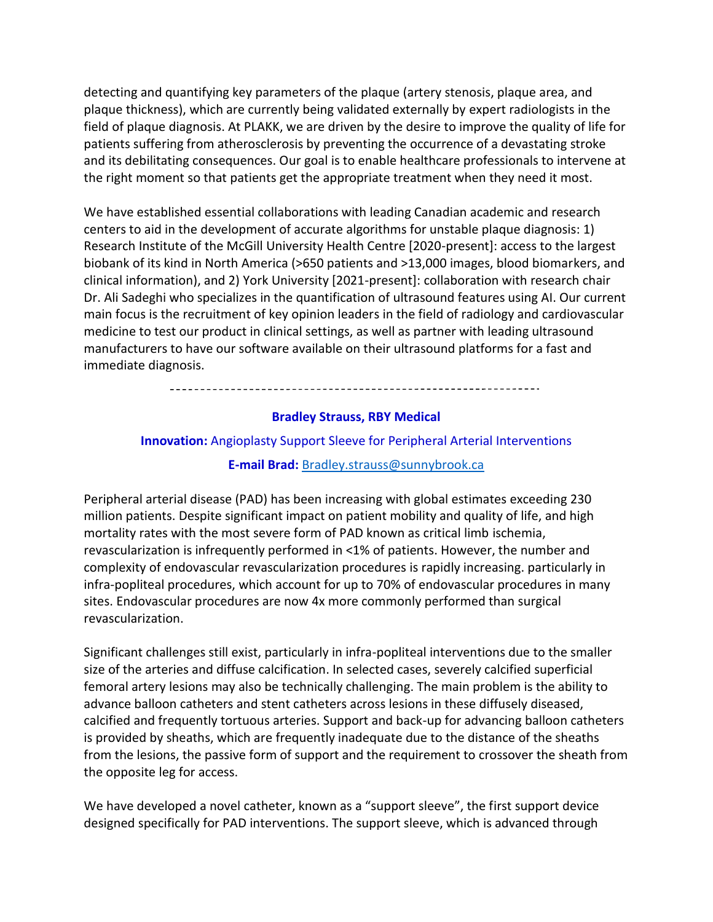detecting and quantifying key parameters of the plaque (artery stenosis, plaque area, and plaque thickness), which are currently being validated externally by expert radiologists in the field of plaque diagnosis. At PLAKK, we are driven by the desire to improve the quality of life for patients suffering from atherosclerosis by preventing the occurrence of a devastating stroke and its debilitating consequences. Our goal is to enable healthcare professionals to intervene at the right moment so that patients get the appropriate treatment when they need it most.

We have established essential collaborations with leading Canadian academic and research centers to aid in the development of accurate algorithms for unstable plaque diagnosis: 1) Research Institute of the McGill University Health Centre [2020-present]: access to the largest biobank of its kind in North America (>650 patients and >13,000 images, blood biomarkers, and clinical information), and 2) York University [2021-present]: collaboration with research chair Dr. Ali Sadeghi who specializes in the quantification of ultrasound features using AI. Our current main focus is the recruitment of key opinion leaders in the field of radiology and cardiovascular medicine to test our product in clinical settings, as well as partner with leading ultrasound manufacturers to have our software available on their ultrasound platforms for a fast and immediate diagnosis.

------------------------------------------------------------

**Bradley Strauss, RBY Medical**

**Innovation:** Angioplasty Support Sleeve for Peripheral Arterial Interventions

**E-mail Brad:** [Bradley.strauss@sunnybrook.ca](mailto:Bradley.strauss@sunnybrook.ca)

Peripheral arterial disease (PAD) has been increasing with global estimates exceeding 230 million patients. Despite significant impact on patient mobility and quality of life, and high mortality rates with the most severe form of PAD known as critical limb ischemia, revascularization is infrequently performed in <1% of patients. However, the number and complexity of endovascular revascularization procedures is rapidly increasing. particularly in infra-popliteal procedures, which account for up to 70% of endovascular procedures in many sites. Endovascular procedures are now 4x more commonly performed than surgical revascularization.

Significant challenges still exist, particularly in infra-popliteal interventions due to the smaller size of the arteries and diffuse calcification. In selected cases, severely calcified superficial femoral artery lesions may also be technically challenging. The main problem is the ability to advance balloon catheters and stent catheters across lesions in these diffusely diseased, calcified and frequently tortuous arteries. Support and back-up for advancing balloon catheters is provided by sheaths, which are frequently inadequate due to the distance of the sheaths from the lesions, the passive form of support and the requirement to crossover the sheath from the opposite leg for access.

We have developed a novel catheter, known as a "support sleeve", the first support device designed specifically for PAD interventions. The support sleeve, which is advanced through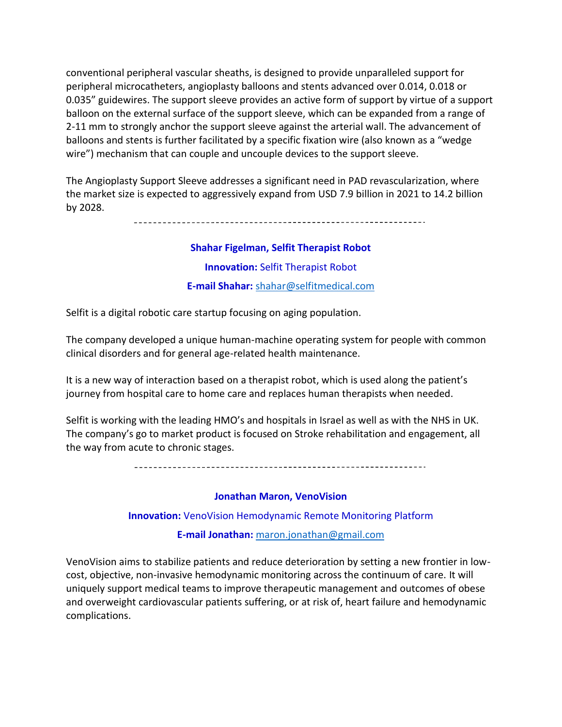conventional peripheral vascular sheaths, is designed to provide unparalleled support for peripheral microcatheters, angioplasty balloons and stents advanced over 0.014, 0.018 or 0.035" guidewires. The support sleeve provides an active form of support by virtue of a support balloon on the external surface of the support sleeve, which can be expanded from a range of 2-11 mm to strongly anchor the support sleeve against the arterial wall. The advancement of balloons and stents is further facilitated by a specific fixation wire (also known as a "wedge wire") mechanism that can couple and uncouple devices to the support sleeve.

The Angioplasty Support Sleeve addresses a significant need in PAD revascularization, where the market size is expected to aggressively expand from USD 7.9 billion in 2021 to 14.2 billion by 2028.

---

**Shahar Figelman, Selfit Therapist Robot**

**Innovation:** Selfit Therapist Robot

**E-mail Shahar:** shahar@selfitmedical.com

Selfit is a digital robotic care startup focusing on aging population.

The company developed a unique human-machine operating system for people with common clinical disorders and for general age-related health maintenance.

It is a new way of interaction based on a therapist robot, which is used along the patient's journey from hospital care to home care and replaces human therapists when needed.

Selfit is working with the leading HMO's and hospitals in Israel as well as with the NHS in UK. The company's go to market product is focused on Stroke rehabilitation and engagement, all the way from acute to chronic stages.

---

**Jonathan Maron, VenoVision**

**Innovation:** VenoVision Hemodynamic Remote Monitoring Platform

**E-mail Jonathan:** maron.jonathan@gmail.com

VenoVision aims to stabilize patients and reduce deterioration by setting a new frontier in low-cost, objective, non-invasive hemodynamic monitoring across the continuum of care. It will uniquely support medical teams to improve therapeutic management and outcomes of obese and overweight cardiovascular patients suffering, or at risk of, heart failure and hemodynamic complications.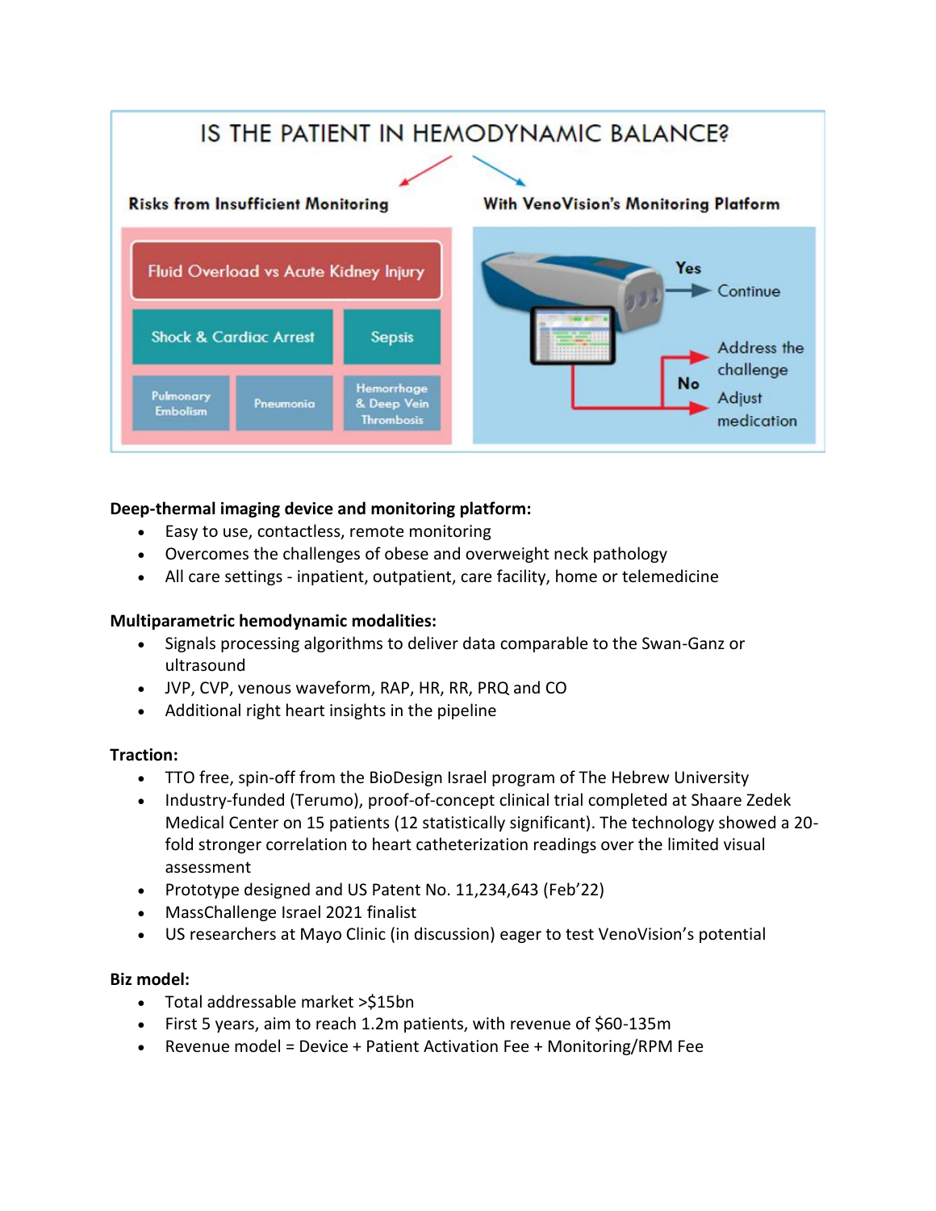IS THE PATIENT IN HEMODYNAMIC BALANCE?

**Risks from Insufficient Monitoring**

- Fluid Overload vs Acute Kidney Injury
- Shock & Cardiac Arrest
- Sepsis
- Pulmonary Embolism
- Pneumonia
- Hemorrhage & Deep Vein Thrombosis

**With VenoVision's Monitoring Platform**

- Yes → Continue
- No → Address the challenge; Adjust medication

**Deep-thermal imaging device and monitoring platform:**

- Easy to use, contactless, remote monitoring
- Overcomes the challenges of obese and overweight neck pathology
- All care settings - inpatient, outpatient, care facility, home or telemedicine

**Multiparametric hemodynamic modalities:**

- Signals processing algorithms to deliver data comparable to the Swan-Ganz or ultrasound
- JVP, CVP, venous waveform, RAP, HR, RR, PRQ and CO
- Additional right heart insights in the pipeline

**Traction:**

- TTO free, spin-off from the BioDesign Israel program of The Hebrew University
- Industry-funded (Terumo), proof-of-concept clinical trial completed at Shaare Zedek Medical Center on 15 patients (12 statistically significant). The technology showed a 20-fold stronger correlation to heart catheterization readings over the limited visual assessment
- Prototype designed and US Patent No. 11,234,643 (Feb'22)
- MassChallenge Israel 2021 finalist
- US researchers at Mayo Clinic (in discussion) eager to test VenoVision's potential

**Biz model:**

- Total addressable market >$15bn
- First 5 years, aim to reach 1.2m patients, with revenue of $60-135m
- Revenue model = Device + Patient Activation Fee + Monitoring/RPM Fee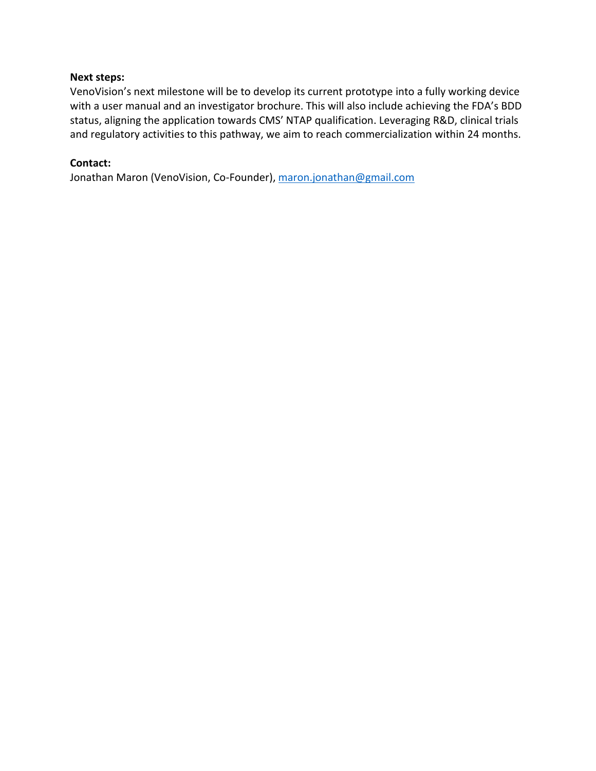**Next steps:**

VenoVision's next milestone will be to develop its current prototype into a fully working device with a user manual and an investigator brochure. This will also include achieving the FDA's BDD status, aligning the application towards CMS' NTAP qualification. Leveraging R&D, clinical trials and regulatory activities to this pathway, we aim to reach commercialization within 24 months.

**Contact:**

Jonathan Maron (VenoVision, Co-Founder), [maron.jonathan@gmail.com](mailto:maron.jonathan@gmail.com)